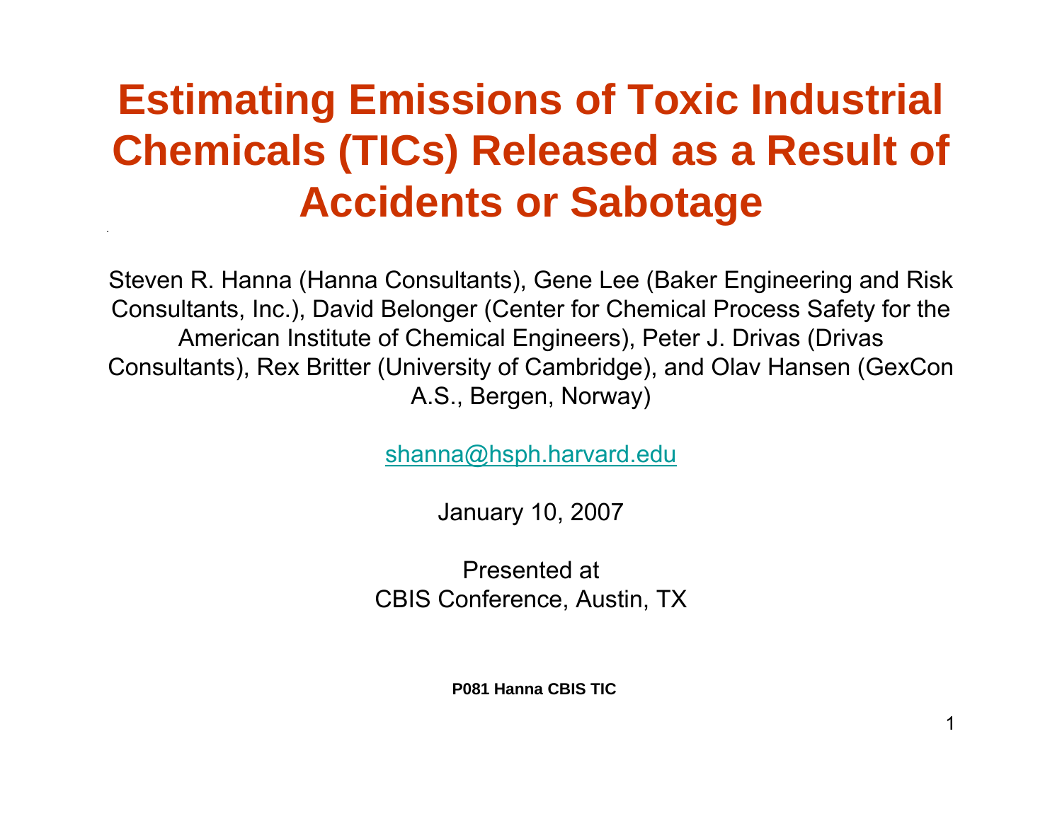# Estimating Emissions of Toxic Industrial Chemicals (TICs) Released as a Result of Accidents or Sabotage

Steven R. Hanna (Hanna Consultants), Gene Lee (Baker Engineering and Risk Consultants, Inc.), David Belonger (Center for Chemical Process Safety for the American Institute of Chemical Engineers), Peter J. Drivas (Drivas Consultants), Rex Britter (University of Cambridge), and Olav Hansen (GexCon A.S., Bergen, Norway)

shanna@hsph.harvard.edu

January 10, 2007

Presented at
CBIS Conference, Austin, TX

**P081 Hanna CBIS TIC**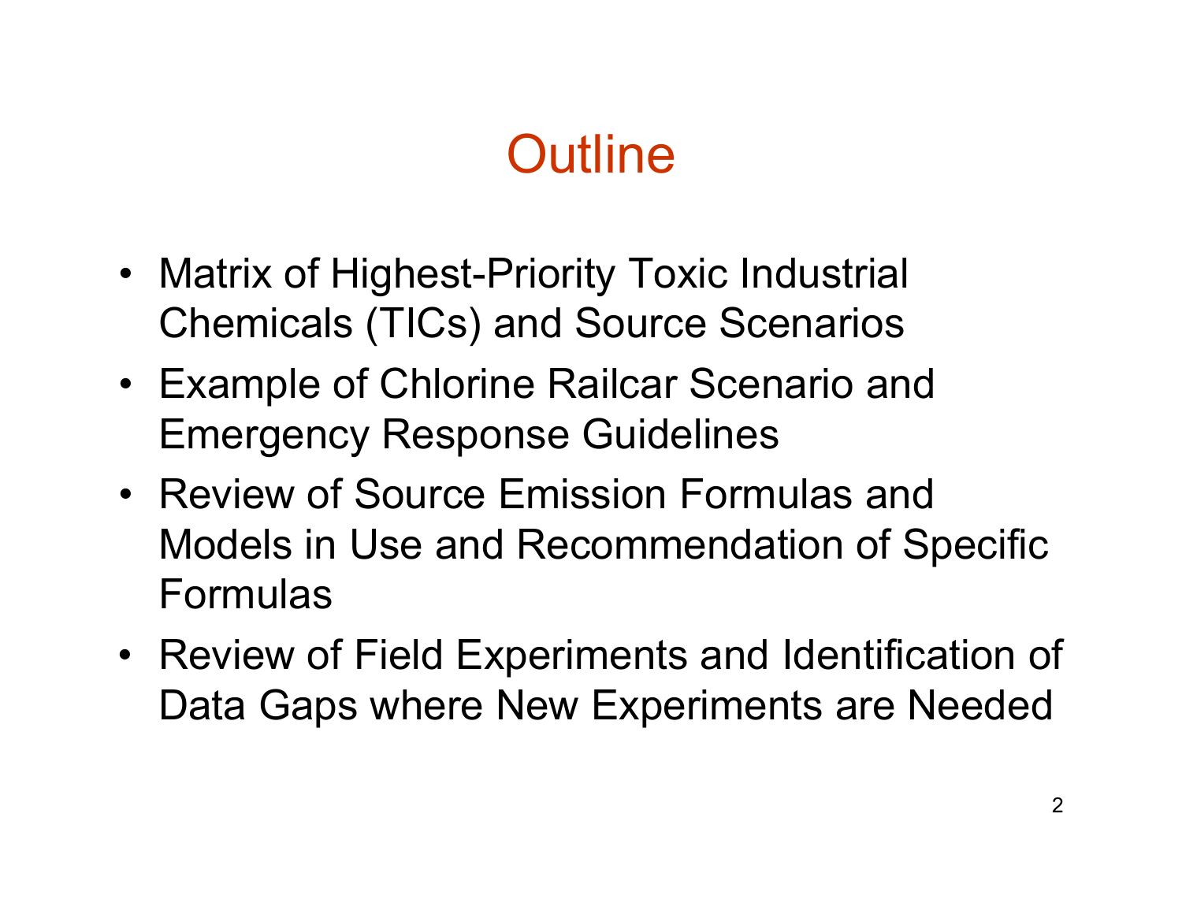# Outline

- Matrix of Highest-Priority Toxic Industrial Chemicals (TICs) and Source Scenarios
- Example of Chlorine Railcar Scenario and Emergency Response Guidelines
- Review of Source Emission Formulas and Models in Use and Recommendation of Specific Formulas
- Review of Field Experiments and Identification of Data Gaps where New Experiments are Needed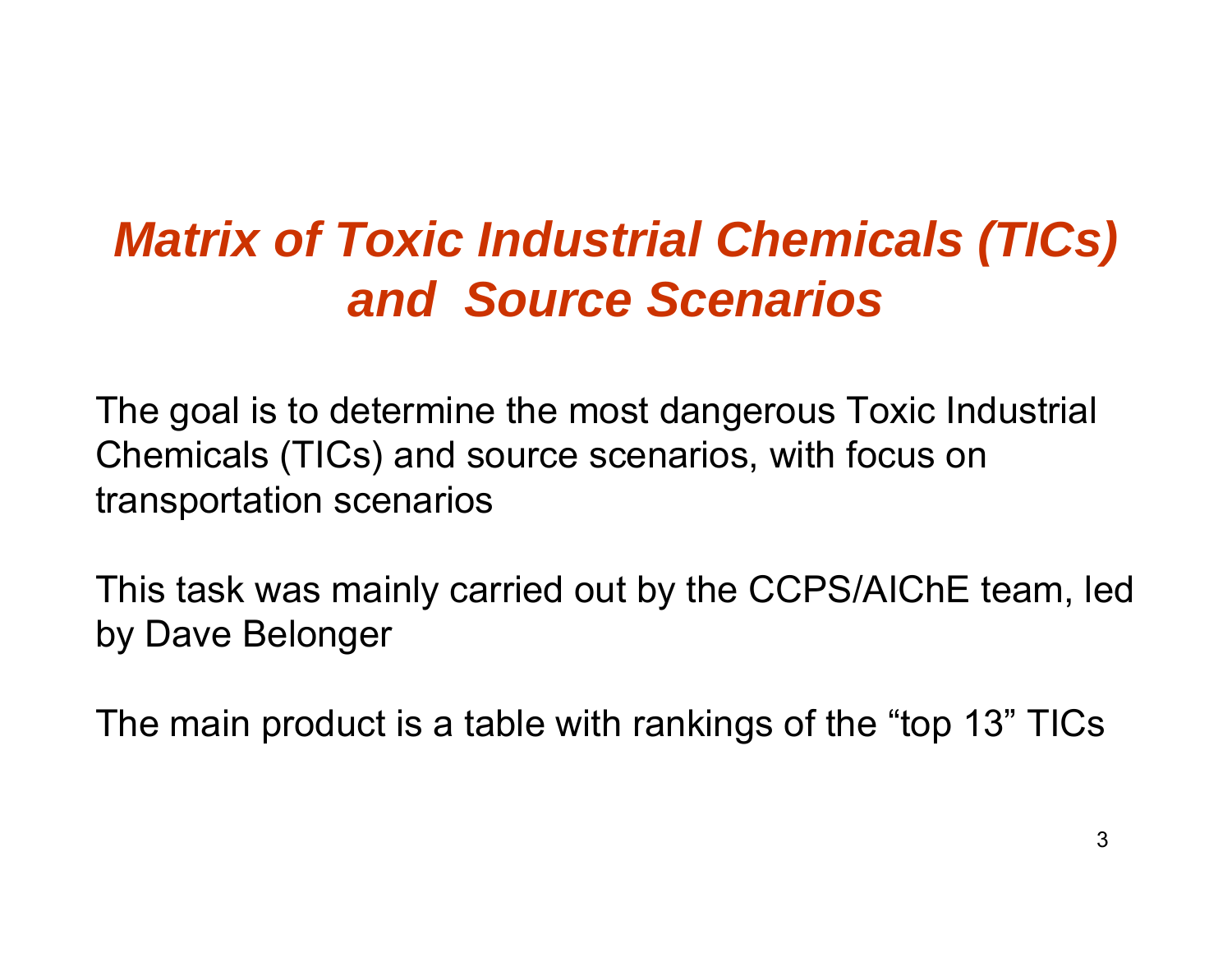# *Matrix of Toxic Industrial Chemicals (TICs) and Source Scenarios*

The goal is to determine the most dangerous Toxic Industrial Chemicals (TICs) and source scenarios, with focus on transportation scenarios

This task was mainly carried out by the CCPS/AIChE team, led by Dave Belonger

The main product is a table with rankings of the "top 13" TICs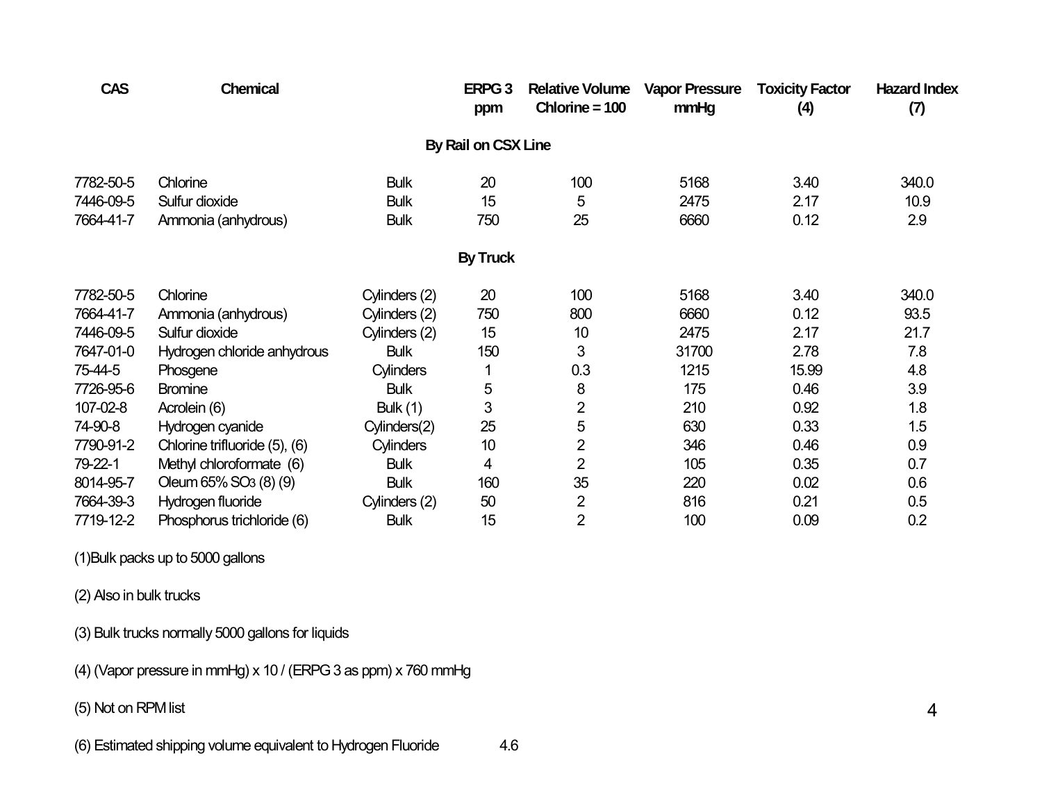| CAS | Chemical | | ERPG 3 ppm | Relative Volume Chlorine = 100 | Vapor Pressure mmHg | Toxicity Factor (4) | Hazard Index (7) |
|---|---|---|---|---|---|---|---|
| | | | **By Rail on CSX Line** | | | | |
| 7782-50-5 | Chlorine | Bulk | 20 | 100 | 5168 | 3.40 | 340.0 |
| 7446-09-5 | Sulfur dioxide | Bulk | 15 | 5 | 2475 | 2.17 | 10.9 |
| 7664-41-7 | Ammonia (anhydrous) | Bulk | 750 | 25 | 6660 | 0.12 | 2.9 |
| | | | **By Truck** | | | | |
| 7782-50-5 | Chlorine | Cylinders (2) | 20 | 100 | 5168 | 3.40 | 340.0 |
| 7664-41-7 | Ammonia (anhydrous) | Cylinders (2) | 750 | 800 | 6660 | 0.12 | 93.5 |
| 7446-09-5 | Sulfur dioxide | Cylinders (2) | 15 | 10 | 2475 | 2.17 | 21.7 |
| 7647-01-0 | Hydrogen chloride anhydrous | Bulk | 150 | 3 | 31700 | 2.78 | 7.8 |
| 75-44-5 | Phosgene | Cylinders | 1 | 0.3 | 1215 | 15.99 | 4.8 |
| 7726-95-6 | Bromine | Bulk | 5 | 8 | 175 | 0.46 | 3.9 |
| 107-02-8 | Acrolein (6) | Bulk (1) | 3 | 2 | 210 | 0.92 | 1.8 |
| 74-90-8 | Hydrogen cyanide | Cylinders(2) | 25 | 5 | 630 | 0.33 | 1.5 |
| 7790-91-2 | Chlorine trifluoride (5), (6) | Cylinders | 10 | 2 | 346 | 0.46 | 0.9 |
| 79-22-1 | Methyl chloroformate (6) | Bulk | 4 | 2 | 105 | 0.35 | 0.7 |
| 8014-95-7 | Oleum 65% $SO_3$ (8) (9) | Bulk | 160 | 35 | 220 | 0.02 | 0.6 |
| 7664-39-3 | Hydrogen fluoride | Cylinders (2) | 50 | 2 | 816 | 0.21 | 0.5 |
| 7719-12-2 | Phosphorus trichloride (6) | Bulk | 15 | 2 | 100 | 0.09 | 0.2 |

(1)Bulk packs up to 5000 gallons

(2) Also in bulk trucks

(3) Bulk trucks normally 5000 gallons for liquids

(4) (Vapor pressure in mmHg) x 10 / (ERPG 3 as ppm) x 760 mmHg

(5) Not on RPM list

(6) Estimated shipping volume equivalent to Hydrogen Fluoride 4.6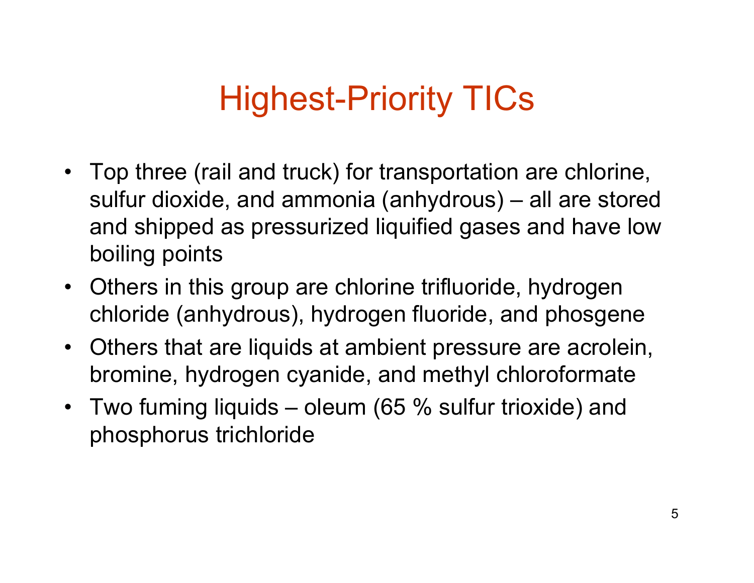# Highest-Priority TICs

- Top three (rail and truck) for transportation are chlorine, sulfur dioxide, and ammonia (anhydrous) – all are stored and shipped as pressurized liquified gases and have low boiling points
- Others in this group are chlorine trifluoride, hydrogen chloride (anhydrous), hydrogen fluoride, and phosgene
- Others that are liquids at ambient pressure are acrolein, bromine, hydrogen cyanide, and methyl chloroformate
- Two fuming liquids – oleum (65 % sulfur trioxide) and phosphorus trichloride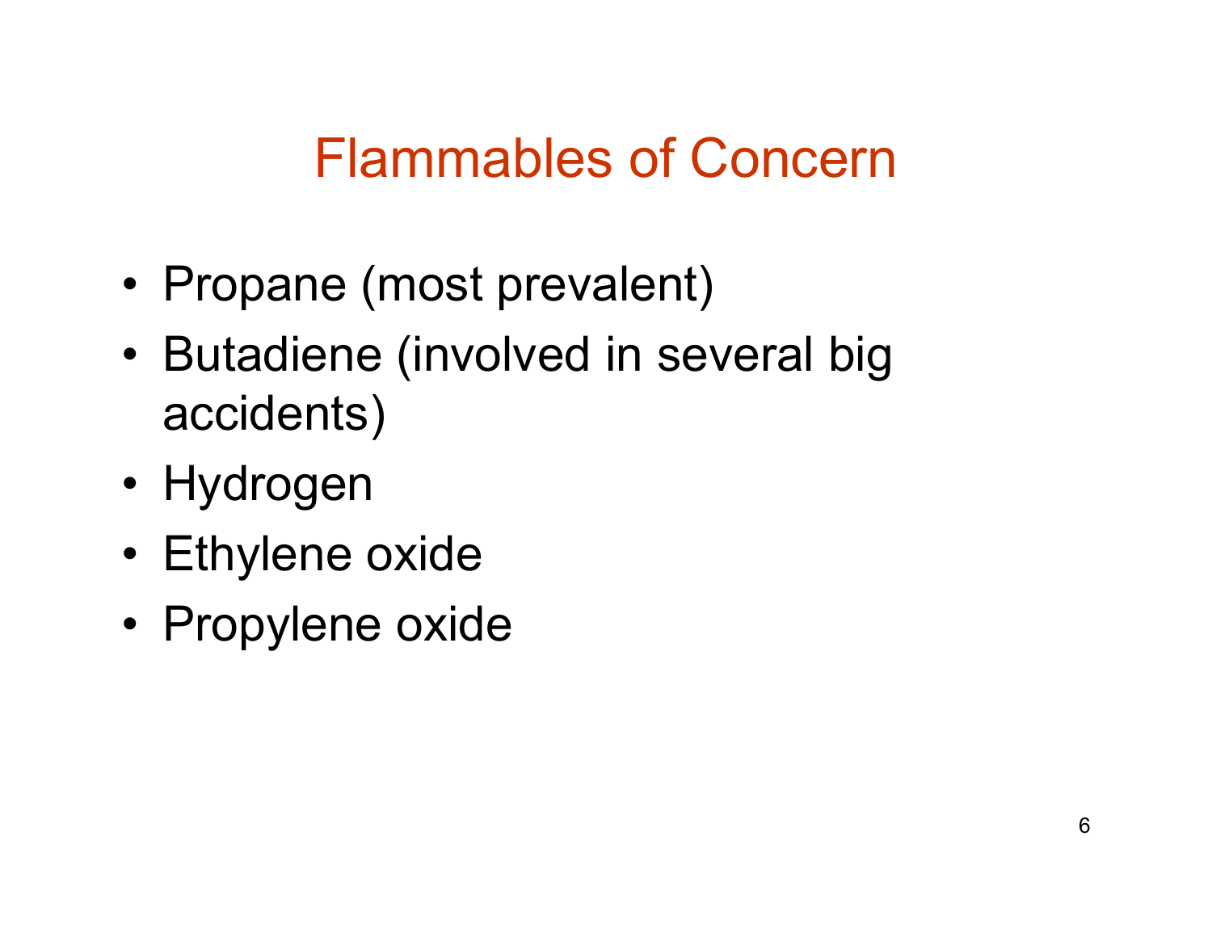# Flammables of Concern

- Propane (most prevalent)
- Butadiene (involved in several big accidents)
- Hydrogen
- Ethylene oxide
- Propylene oxide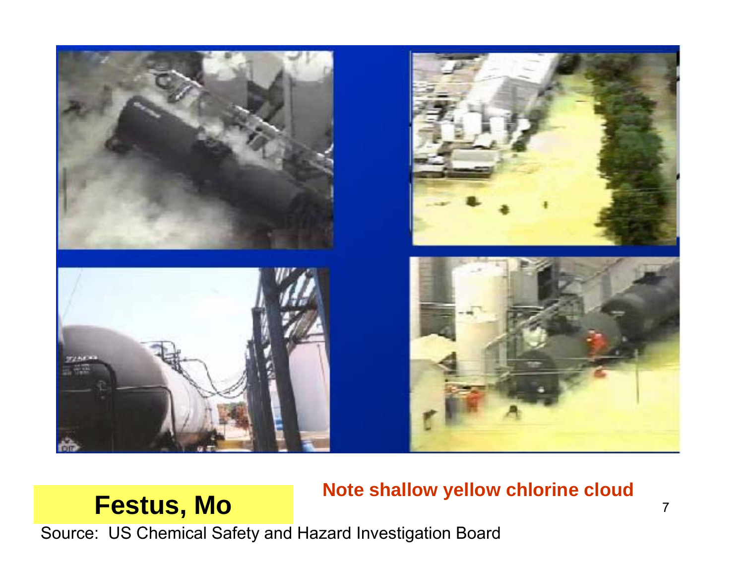# Festus, Mo

**Note shallow yellow chlorine cloud**

Source: US Chemical Safety and Hazard Investigation Board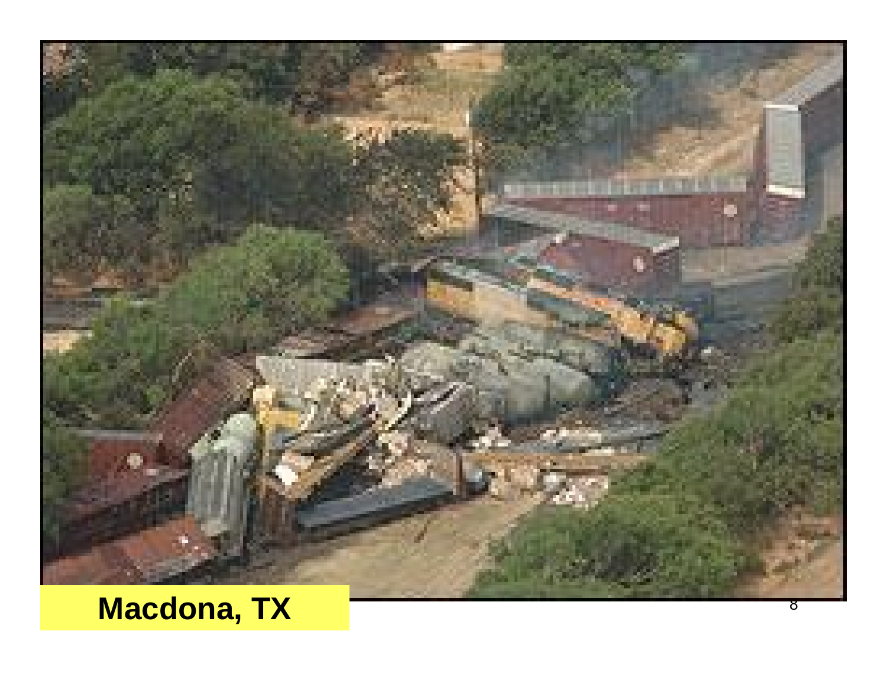**Macdona, TX**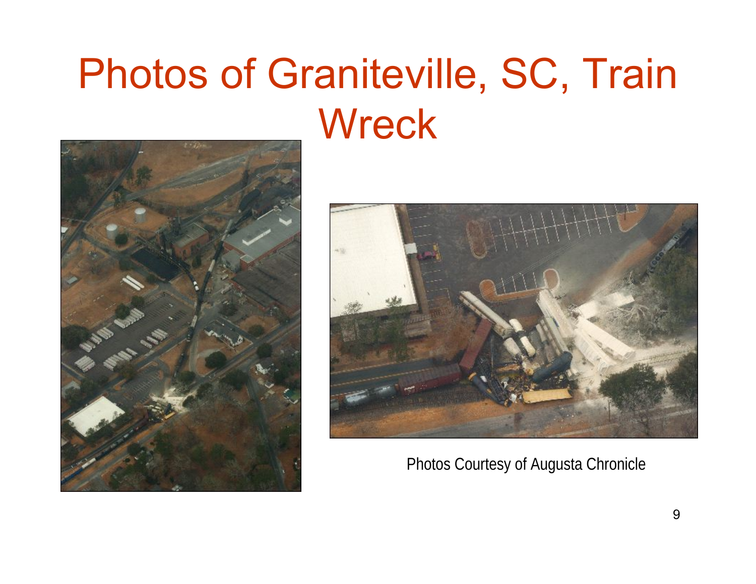# Photos of Graniteville, SC, Train Wreck

Photos Courtesy of Augusta Chronicle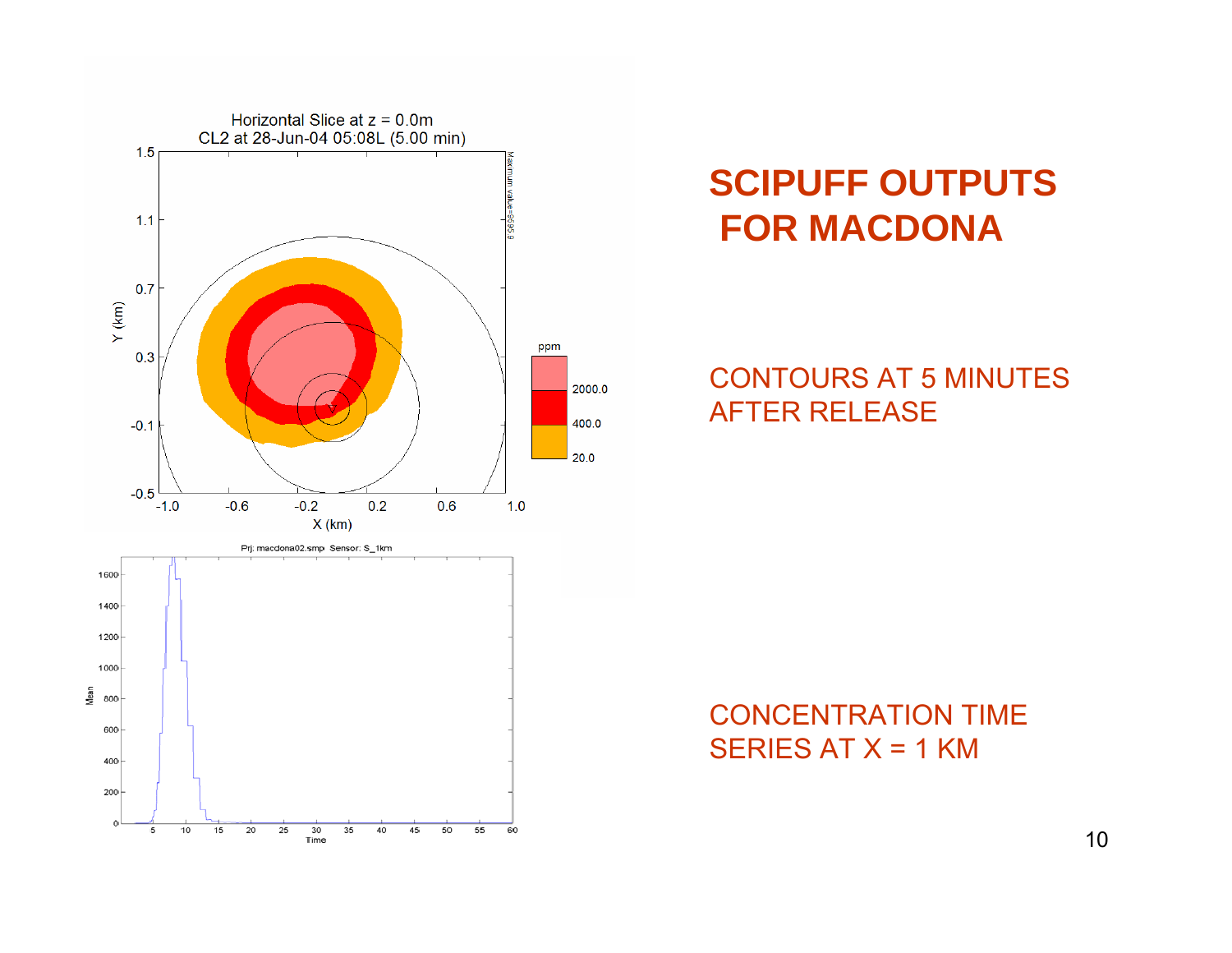# SCIPUFF OUTPUTS FOR MACDONA

CONTOURS AT 5 MINUTES AFTER RELEASE

CONCENTRATION TIME SERIES AT X = 1 KM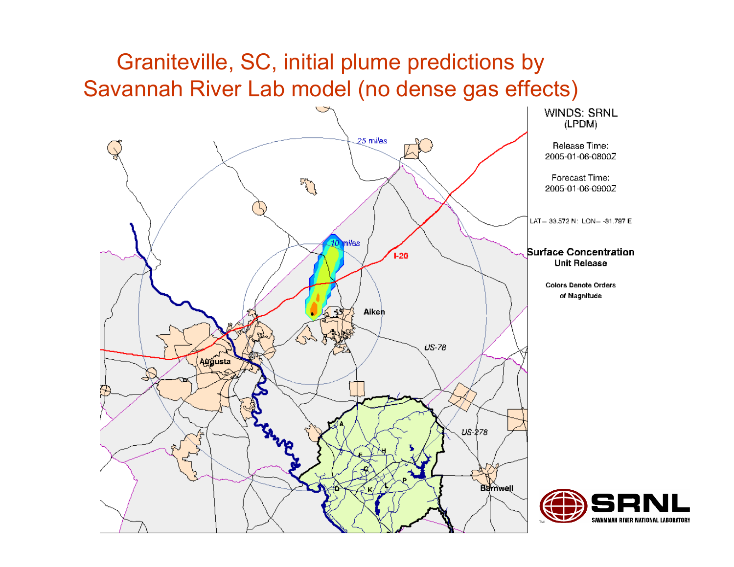# Graniteville, SC, initial plume predictions by Savannah River Lab model (no dense gas effects)

WINDS: SRNL (LPDM)

Release Time: 2005-01-06-0800Z

Forecast Time: 2005-01-06-0900Z

LAT – 33.572 N: LON – -81.797 E

**Surface Concentration**
**Unit Release**

**Colors Denote Orders of Magnitude**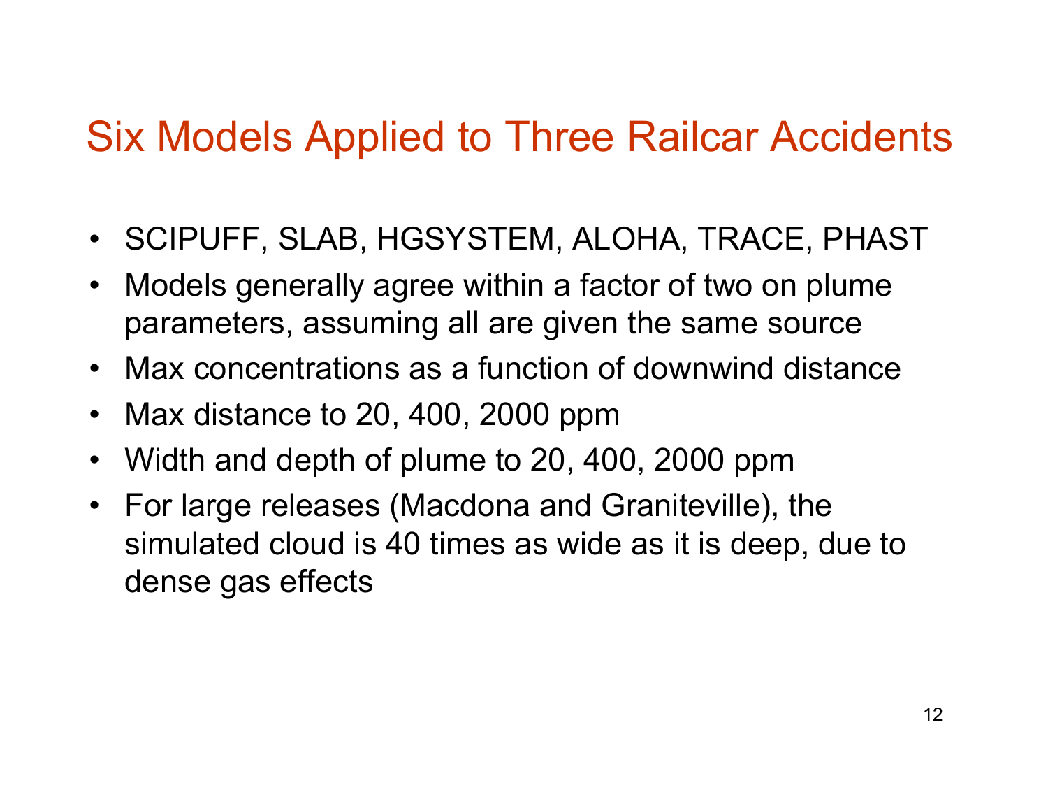# Six Models Applied to Three Railcar Accidents

- SCIPUFF, SLAB, HGSYSTEM, ALOHA, TRACE, PHAST
- Models generally agree within a factor of two on plume parameters, assuming all are given the same source
- Max concentrations as a function of downwind distance
- Max distance to 20, 400, 2000 ppm
- Width and depth of plume to 20, 400, 2000 ppm
- For large releases (Macdona and Graniteville), the simulated cloud is 40 times as wide as it is deep, due to dense gas effects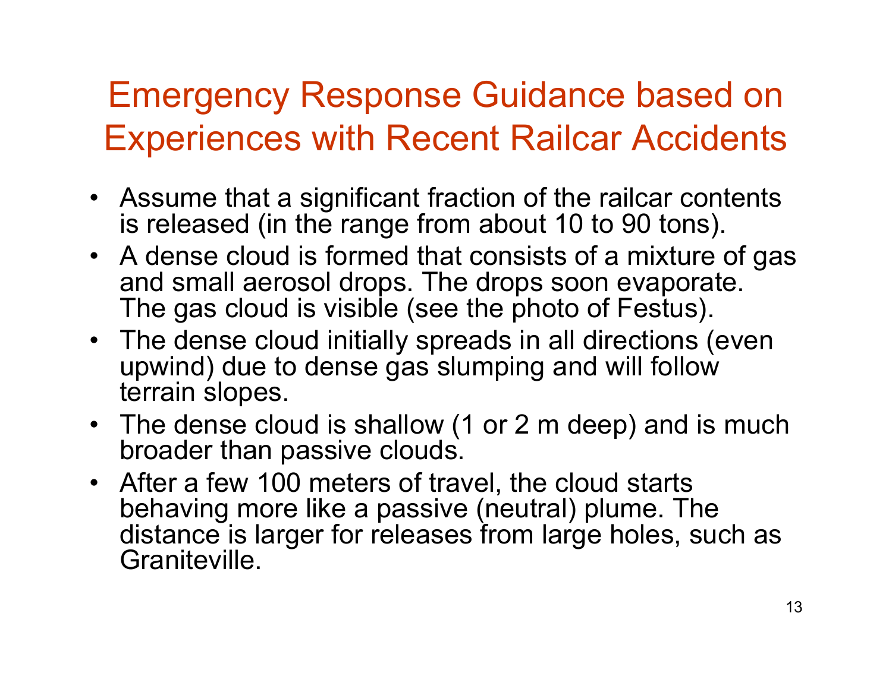# Emergency Response Guidance based on Experiences with Recent Railcar Accidents

- Assume that a significant fraction of the railcar contents is released (in the range from about 10 to 90 tons).
- A dense cloud is formed that consists of a mixture of gas and small aerosol drops. The drops soon evaporate. The gas cloud is visible (see the photo of Festus).
- The dense cloud initially spreads in all directions (even upwind) due to dense gas slumping and will follow terrain slopes.
- The dense cloud is shallow (1 or 2 m deep) and is much broader than passive clouds.
- After a few 100 meters of travel, the cloud starts behaving more like a passive (neutral) plume. The distance is larger for releases from large holes, such as Graniteville.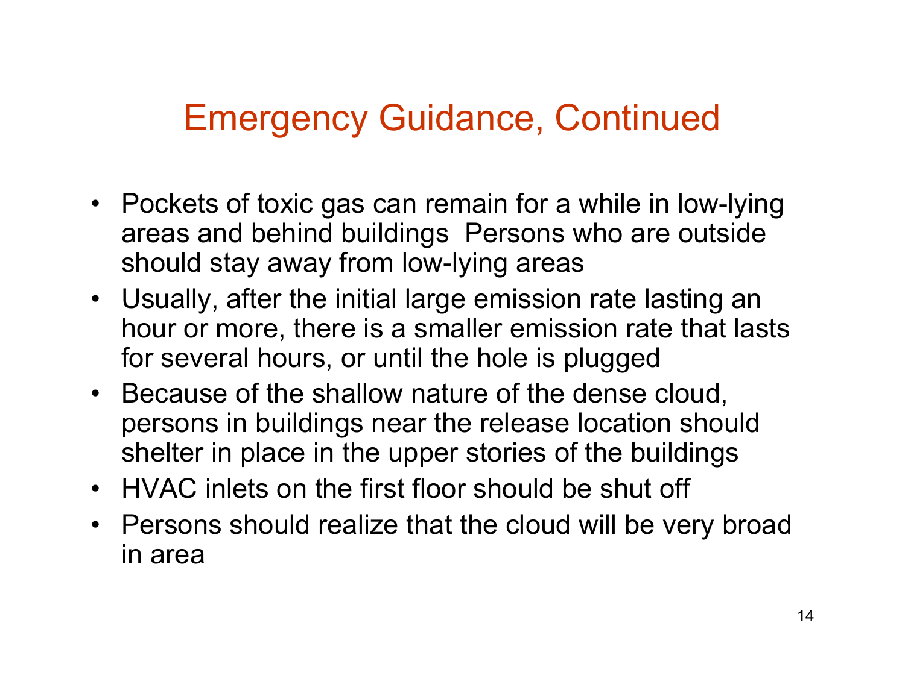# Emergency Guidance, Continued

- Pockets of toxic gas can remain for a while in low-lying areas and behind buildings  Persons who are outside should stay away from low-lying areas
- Usually, after the initial large emission rate lasting an hour or more, there is a smaller emission rate that lasts for several hours, or until the hole is plugged
- Because of the shallow nature of the dense cloud, persons in buildings near the release location should shelter in place in the upper stories of the buildings
- HVAC inlets on the first floor should be shut off
- Persons should realize that the cloud will be very broad in area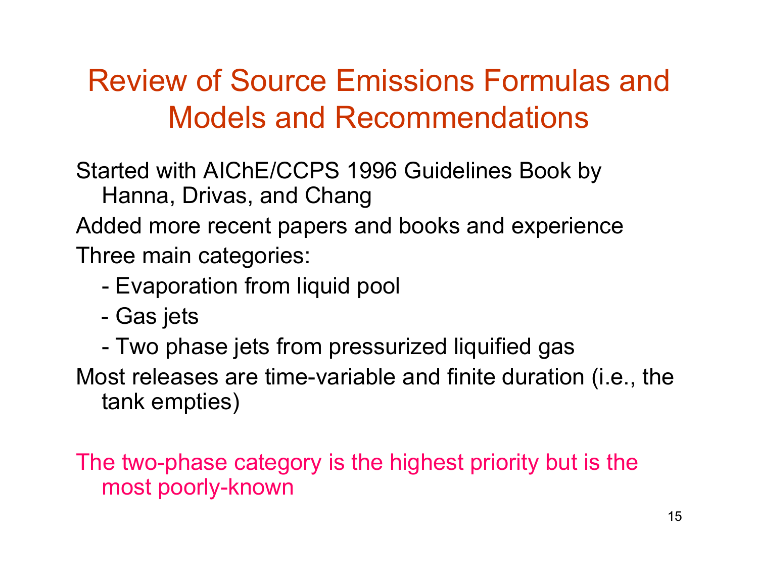# Review of Source Emissions Formulas and Models and Recommendations

Started with AIChE/CCPS 1996 Guidelines Book by Hanna, Drivas, and Chang

Added more recent papers and books and experience

Three main categories:

- Evaporation from liquid pool
- Gas jets
- Two phase jets from pressurized liquified gas

Most releases are time-variable and finite duration (i.e., the tank empties)

The two-phase category is the highest priority but is the most poorly-known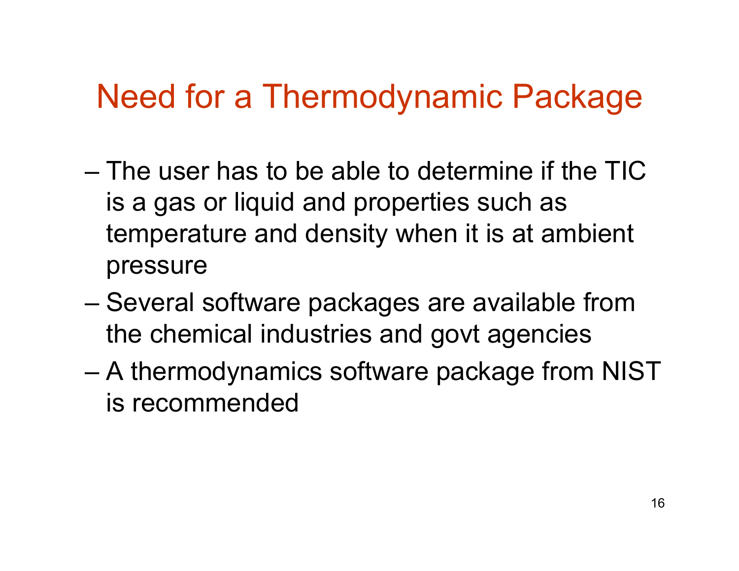# Need for a Thermodynamic Package

- The user has to be able to determine if the TIC is a gas or liquid and properties such as temperature and density when it is at ambient pressure
- Several software packages are available from the chemical industries and govt agencies
- A thermodynamics software package from NIST is recommended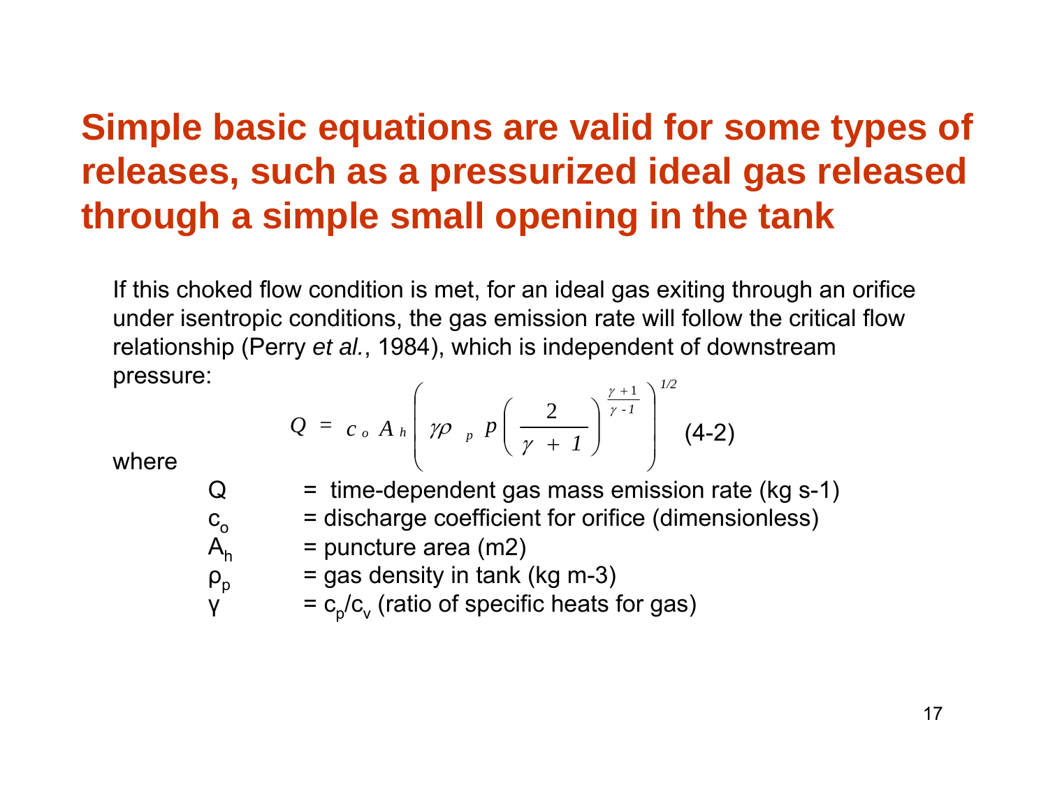# Simple basic equations are valid for some types of releases, such as a pressurized ideal gas released through a simple small opening in the tank

If this choked flow condition is met, for an ideal gas exiting through an orifice under isentropic conditions, the gas emission rate will follow the critical flow relationship (Perry *et al.*, 1984), which is independent of downstream pressure:

$$Q = c_o A_h \left( \gamma \rho_p \, p \left( \frac{2}{\gamma + 1} \right)^{\frac{\gamma+1}{\gamma-1}} \right)^{1/2} \quad (4\text{-}2)$$

where

- $Q$ = time-dependent gas mass emission rate (kg s-1)
- $c_o$ = discharge coefficient for orifice (dimensionless)
- $A_h$ = puncture area (m2)
- $\rho_p$ = gas density in tank (kg m-3)
- $\gamma$ = $c_p/c_v$ (ratio of specific heats for gas)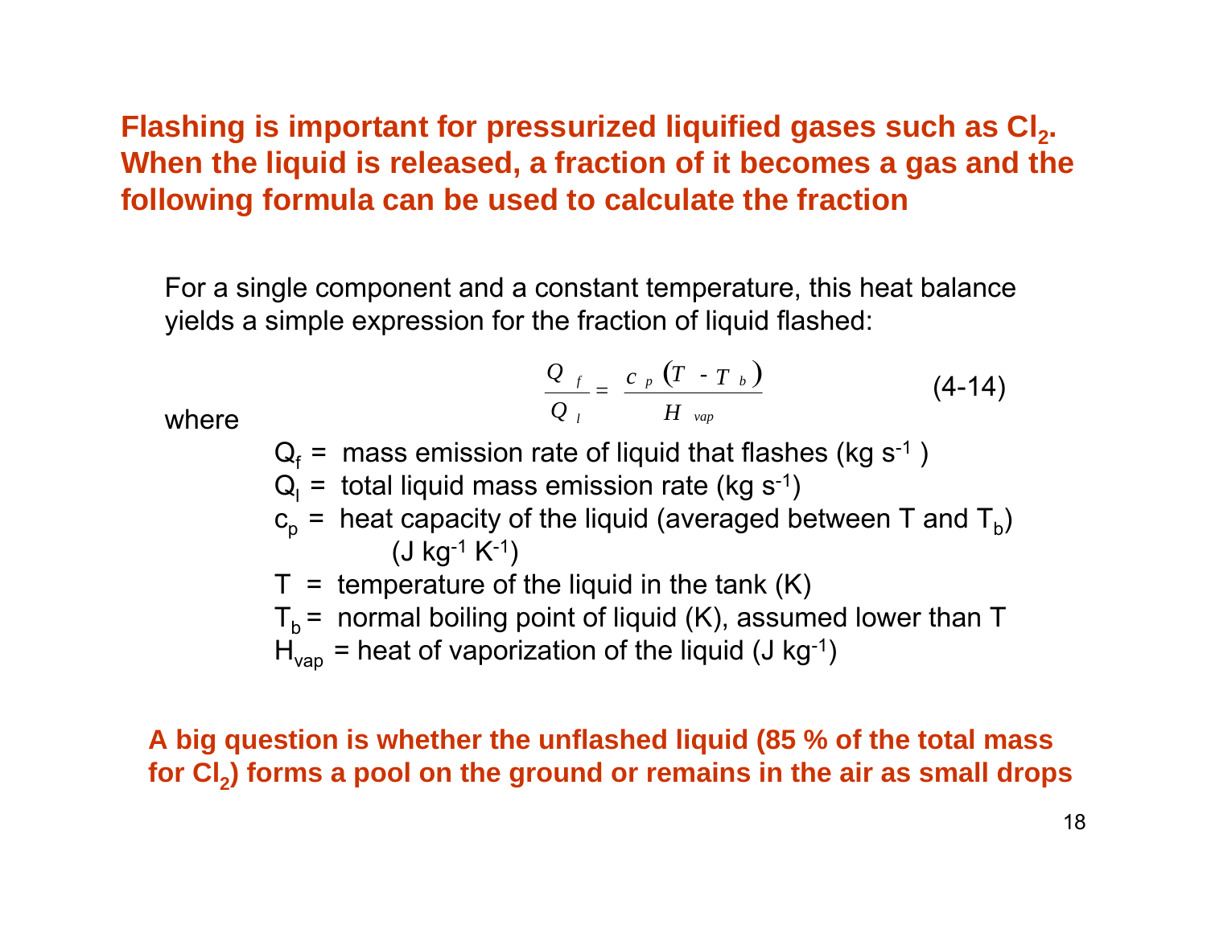**Flashing is important for pressurized liquified gases such as $Cl_2$. When the liquid is released, a fraction of it becomes a gas and the following formula can be used to calculate the fraction**

For a single component and a constant temperature, this heat balance yields a simple expression for the fraction of liquid flashed:

$$\frac{Q_f}{Q_l} = \frac{c_p (T - T_b)}{H_{vap}} \qquad (4\text{-}14)$$

where

- $Q_f$ = mass emission rate of liquid that flashes (kg $s^{-1}$)
- $Q_l$ = total liquid mass emission rate (kg $s^{-1}$)
- $c_p$ = heat capacity of the liquid (averaged between T and $T_b$) (J $kg^{-1}$ $K^{-1}$)
- $T$ = temperature of the liquid in the tank (K)
- $T_b$ = normal boiling point of liquid (K), assumed lower than T
- $H_{vap}$ = heat of vaporization of the liquid (J $kg^{-1}$)

**A big question is whether the unflashed liquid (85 % of the total mass for $Cl_2$) forms a pool on the ground or remains in the air as small drops**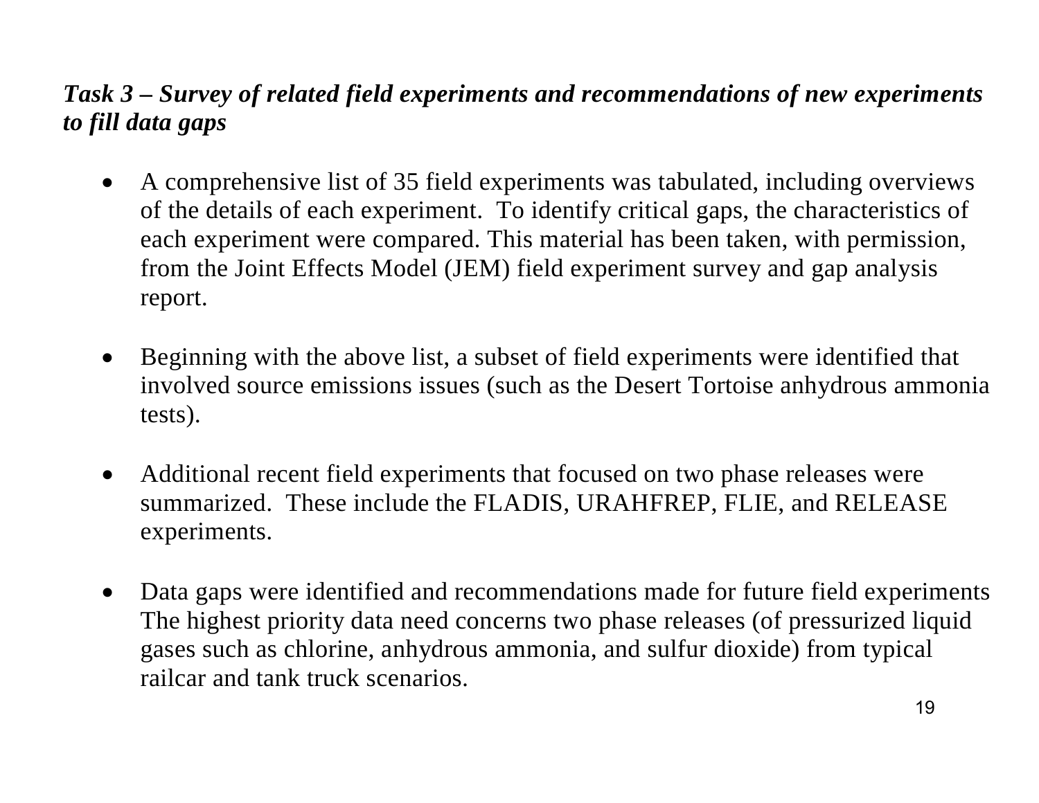***Task 3 – Survey of related field experiments and recommendations of new experiments to fill data gaps***

- A comprehensive list of 35 field experiments was tabulated, including overviews of the details of each experiment. To identify critical gaps, the characteristics of each experiment were compared. This material has been taken, with permission, from the Joint Effects Model (JEM) field experiment survey and gap analysis report.

- Beginning with the above list, a subset of field experiments were identified that involved source emissions issues (such as the Desert Tortoise anhydrous ammonia tests).

- Additional recent field experiments that focused on two phase releases were summarized. These include the FLADIS, URAHFREP, FLIE, and RELEASE experiments.

- Data gaps were identified and recommendations made for future field experiments The highest priority data need concerns two phase releases (of pressurized liquid gases such as chlorine, anhydrous ammonia, and sulfur dioxide) from typical railcar and tank truck scenarios.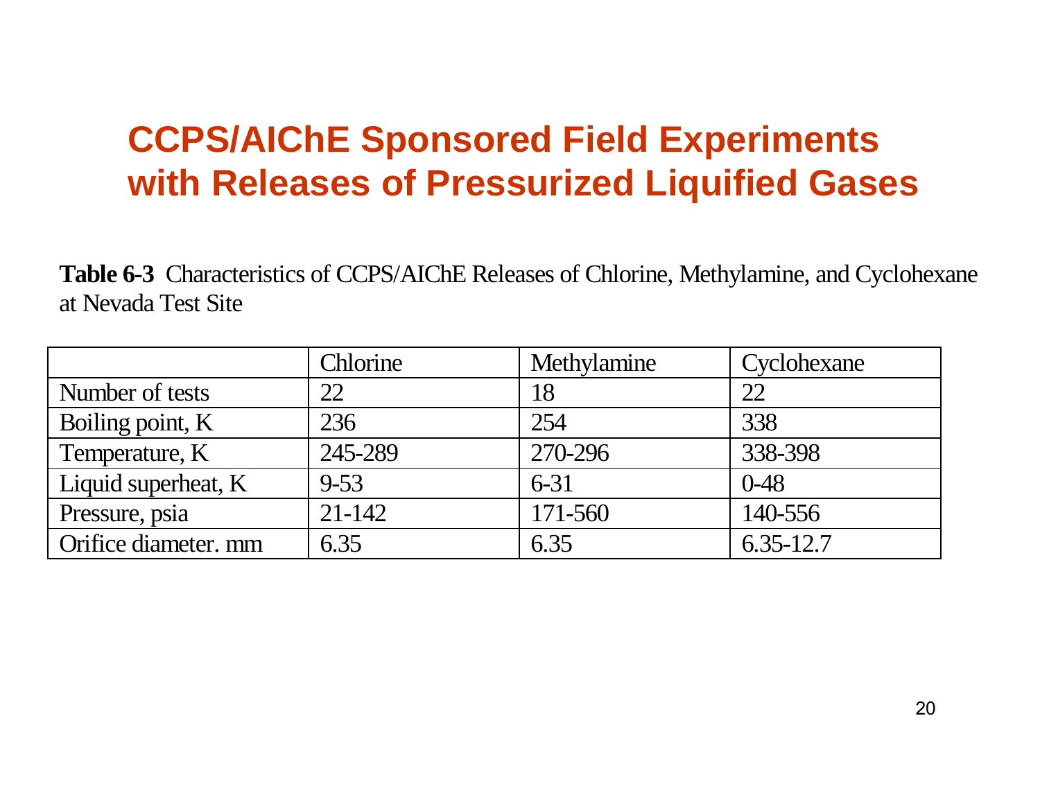# CCPS/AIChE Sponsored Field Experiments with Releases of Pressurized Liquified Gases

**Table 6-3** Characteristics of CCPS/AIChE Releases of Chlorine, Methylamine, and Cyclohexane at Nevada Test Site

| | Chlorine | Methylamine | Cyclohexane |
|---|---|---|---|
| Number of tests | 22 | 18 | 22 |
| Boiling point, K | 236 | 254 | 338 |
| Temperature, K | 245-289 | 270-296 | 338-398 |
| Liquid superheat, K | 9-53 | 6-31 | 0-48 |
| Pressure, psia | 21-142 | 171-560 | 140-556 |
| Orifice diameter. mm | 6.35 | 6.35 | 6.35-12.7 |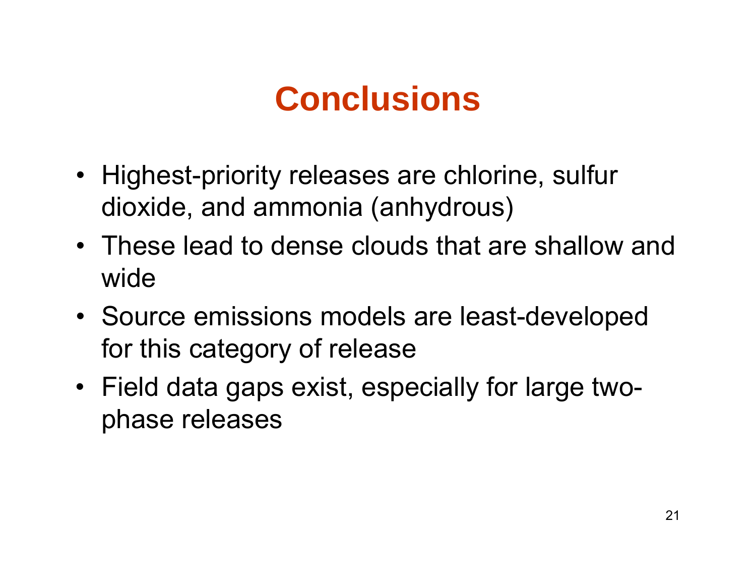# Conclusions

- Highest-priority releases are chlorine, sulfur dioxide, and ammonia (anhydrous)
- These lead to dense clouds that are shallow and wide
- Source emissions models are least-developed for this category of release
- Field data gaps exist, especially for large two-phase releases